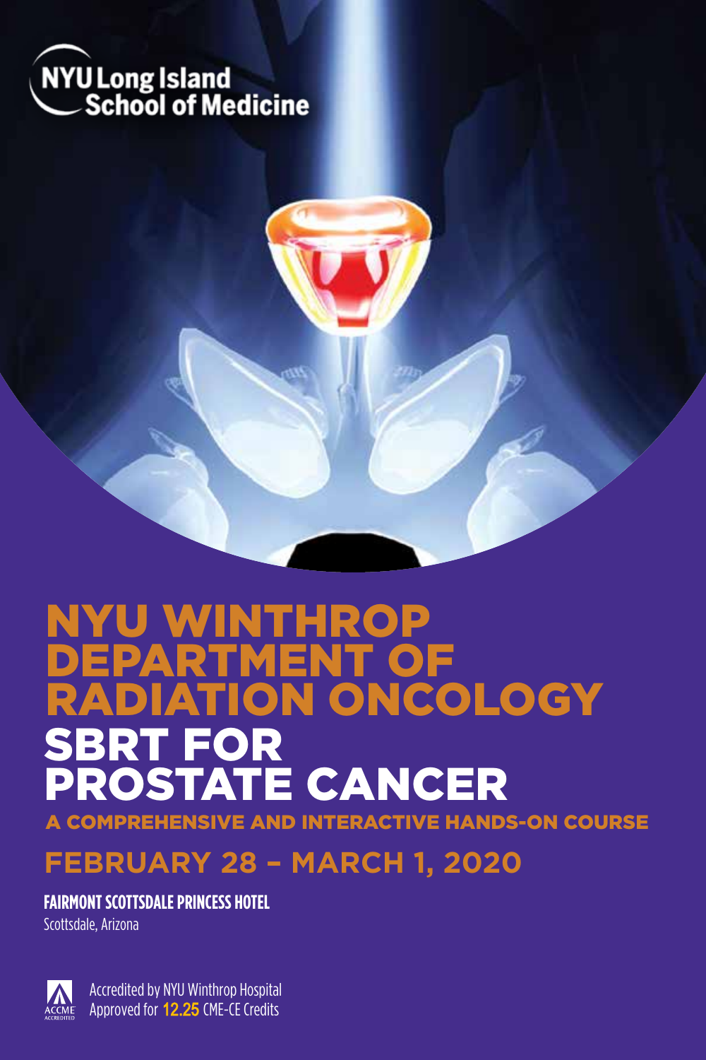NYU Long Island School of Medicine

# NYU WINTHROP DEPARTMENT OF RADIATION ONCOLOGY

# SBRT FOR PROSTATE CANCER

## A COMPREHENSIVE AND INTERACTIVE HANDS-ON COURSE

## FEBRUARY 28 – MARCH 1, 2020

**FAIRMONT SCOTTSDALE PRINCESS HOTEL**

Scottsdale, Arizona

ACCME ACCREDITED

Accredited by NYU Winthrop Hospital

Approved for **12.25** CME-CE Credits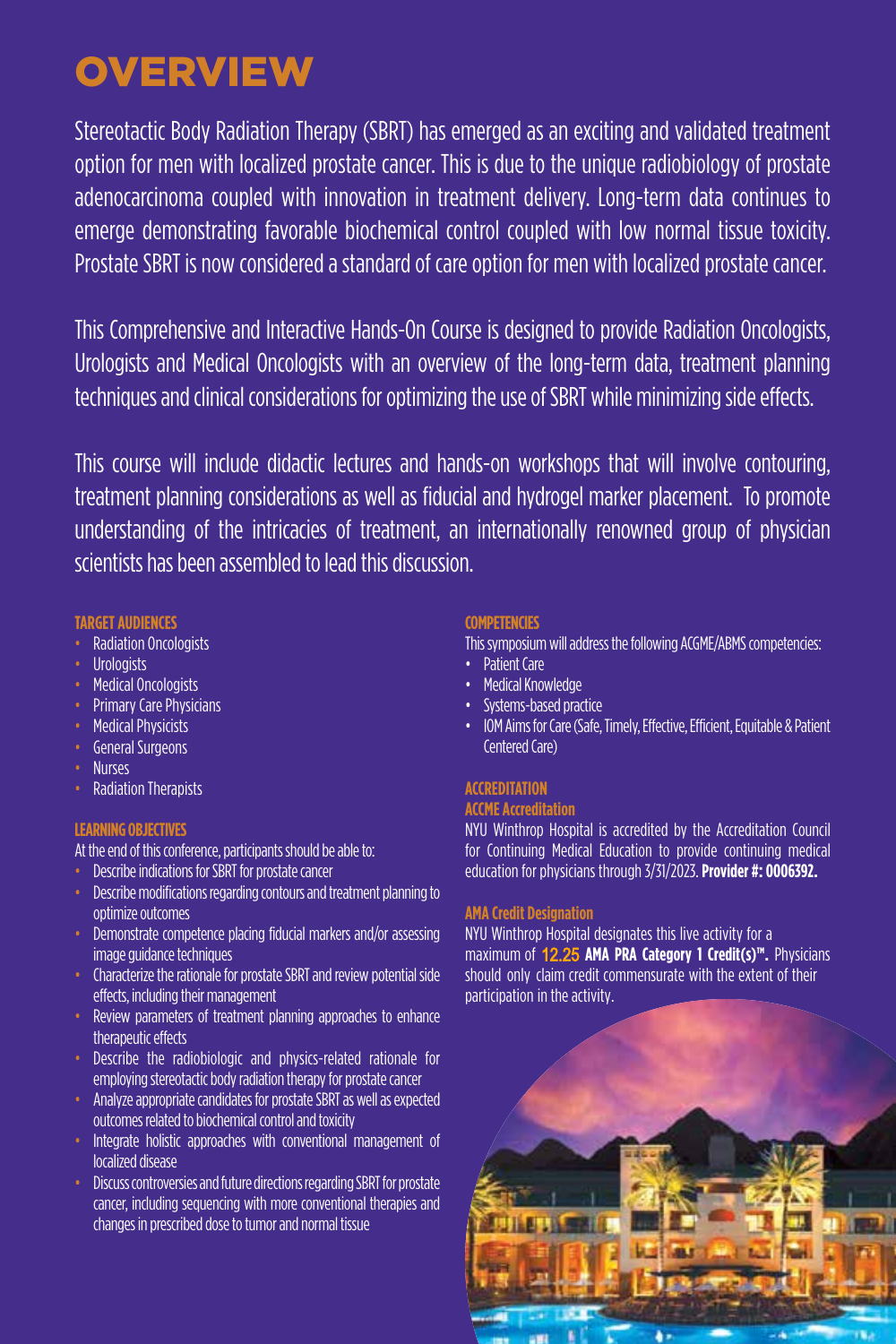# OVERVIEW

Stereotactic Body Radiation Therapy (SBRT) has emerged as an exciting and validated treatment option for men with localized prostate cancer. This is due to the unique radiobiology of prostate adenocarcinoma coupled with innovation in treatment delivery. Long-term data continues to emerge demonstrating favorable biochemical control coupled with low normal tissue toxicity. Prostate SBRT is now considered a standard of care option for men with localized prostate cancer.

This Comprehensive and Interactive Hands-On Course is designed to provide Radiation Oncologists, Urologists and Medical Oncologists with an overview of the long-term data, treatment planning techniques and clinical considerations for optimizing the use of SBRT while minimizing side effects.

This course will include didactic lectures and hands-on workshops that will involve contouring, treatment planning considerations as well as fiducial and hydrogel marker placement. To promote understanding of the intricacies of treatment, an internationally renowned group of physician scientists has been assembled to lead this discussion.

### TARGET AUDIENCES

- Radiation Oncologists
- Urologists
- Medical Oncologists
- Primary Care Physicians
- Medical Physicists
- General Surgeons
- Nurses
- Radiation Therapists

### LEARNING OBJECTIVES

At the end of this conference, participants should be able to:

- Describe indications for SBRT for prostate cancer
- Describe modifications regarding contours and treatment planning to optimize outcomes
- Demonstrate competence placing fiducial markers and/or assessing image guidance techniques
- Characterize the rationale for prostate SBRT and review potential side effects, including their management
- Review parameters of treatment planning approaches to enhance therapeutic effects
- Describe the radiobiologic and physics-related rationale for employing stereotactic body radiation therapy for prostate cancer
- Analyze appropriate candidates for prostate SBRT as well as expected outcomes related to biochemical control and toxicity
- Integrate holistic approaches with conventional management of localized disease
- Discuss controversies and future directions regarding SBRT for prostate cancer, including sequencing with more conventional therapies and changes in prescribed dose to tumor and normal tissue

### COMPETENCIES

This symposium will address the following ACGME/ABMS competencies:

- Patient Care
- Medical Knowledge
- Systems-based practice
- IOM Aims for Care (Safe, Timely, Effective, Efficient, Equitable & Patient Centered Care)

### ACCREDITATION

#### ACCME Accreditation

NYU Winthrop Hospital is accredited by the Accreditation Council for Continuing Medical Education to provide continuing medical education for physicians through 3/31/2023. **Provider #: 0006392.**

#### AMA Credit Designation

NYU Winthrop Hospital designates this live activity for a maximum of 12.25 **AMA PRA Category 1 Credit(s)™.** Physicians should only claim credit commensurate with the extent of their participation in the activity.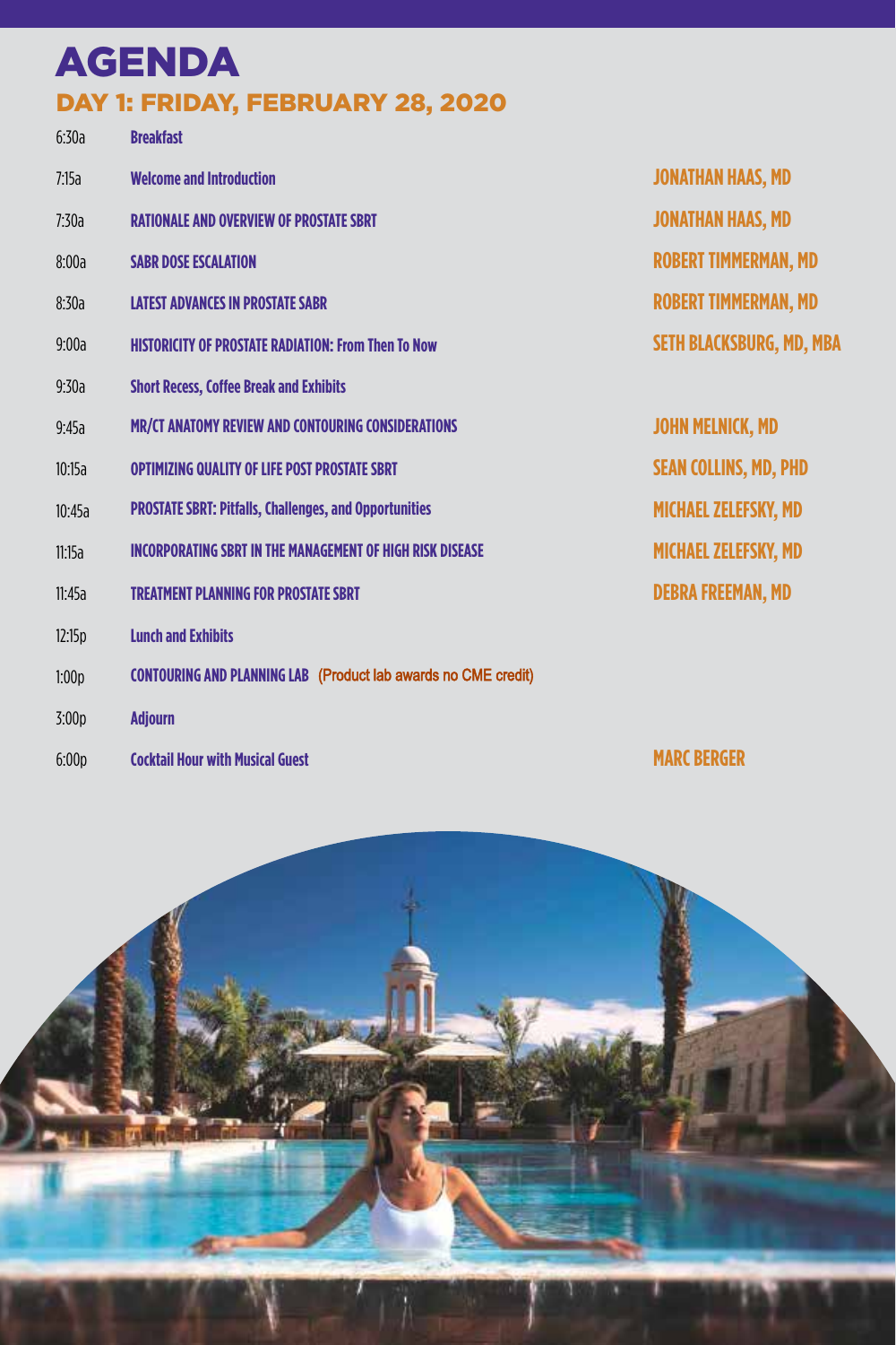# AGENDA

## DAY 1: FRIDAY, FEBRUARY 28, 2020

| Time | Session | Speaker |
| --- | --- | --- |
| 6:30a | Breakfast | |
| 7:15a | Welcome and Introduction | JONATHAN HAAS, MD |
| 7:30a | RATIONALE AND OVERVIEW OF PROSTATE SBRT | JONATHAN HAAS, MD |
| 8:00a | SABR DOSE ESCALATION | ROBERT TIMMERMAN, MD |
| 8:30a | LATEST ADVANCES IN PROSTATE SABR | ROBERT TIMMERMAN, MD |
| 9:00a | HISTORICITY OF PROSTATE RADIATION: From Then To Now | SETH BLACKSBURG, MD, MBA |
| 9:30a | Short Recess, Coffee Break and Exhibits | |
| 9:45a | MR/CT ANATOMY REVIEW AND CONTOURING CONSIDERATIONS | JOHN MELNICK, MD |
| 10:15a | OPTIMIZING QUALITY OF LIFE POST PROSTATE SBRT | SEAN COLLINS, MD, PHD |
| 10:45a | PROSTATE SBRT: Pitfalls, Challenges, and Opportunities | MICHAEL ZELEFSKY, MD |
| 11:15a | INCORPORATING SBRT IN THE MANAGEMENT OF HIGH RISK DISEASE | MICHAEL ZELEFSKY, MD |
| 11:45a | TREATMENT PLANNING FOR PROSTATE SBRT | DEBRA FREEMAN, MD |
| 12:15p | Lunch and Exhibits | |
| 1:00p | CONTOURING AND PLANNING LAB (Product lab awards no CME credit) | |
| 3:00p | Adjourn | |
| 6:00p | Cocktail Hour with Musical Guest | MARC BERGER |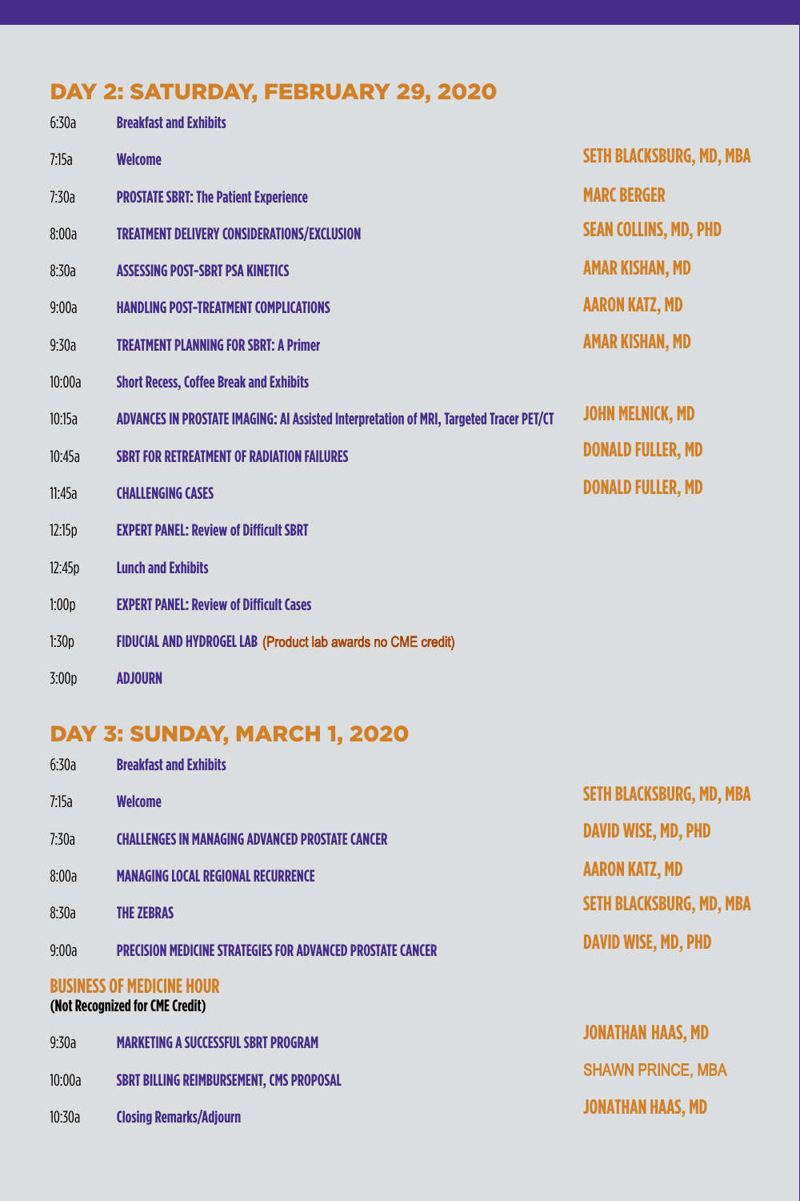## DAY 2: SATURDAY, FEBRUARY 29, 2020

| Time | Session | Speaker |
|---|---|---|
| 6:30a | **Breakfast and Exhibits** | |
| 7:15a | **Welcome** | **SETH BLACKSBURG, MD, MBA** |
| 7:30a | **PROSTATE SBRT: The Patient Experience** | **MARC BERGER** |
| 8:00a | **TREATMENT DELIVERY CONSIDERATIONS/EXCLUSION** | **SEAN COLLINS, MD, PHD** |
| 8:30a | **ASSESSING POST-SBRT PSA KINETICS** | **AMAR KISHAN, MD** |
| 9:00a | **HANDLING POST-TREATMENT COMPLICATIONS** | **AARON KATZ, MD** |
| 9:30a | **TREATMENT PLANNING FOR SBRT: A Primer** | **AMAR KISHAN, MD** |
| 10:00a | **Short Recess, Coffee Break and Exhibits** | |
| 10:15a | **ADVANCES IN PROSTATE IMAGING: AI Assisted Interpretation of MRI, Targeted Tracer PET/CT** | **JOHN MELNICK, MD** |
| 10:45a | **SBRT FOR RETREATMENT OF RADIATION FAILURES** | **DONALD FULLER, MD** |
| 11:45a | **CHALLENGING CASES** | **DONALD FULLER, MD** |
| 12:15p | **EXPERT PANEL: Review of Difficult SBRT** | |
| 12:45p | **Lunch and Exhibits** | |
| 1:00p | **EXPERT PANEL: Review of Difficult Cases** | |
| 1:30p | **FIDUCIAL AND HYDROGEL LAB** (Product lab awards no CME credit) | |
| 3:00p | **ADJOURN** | |

## DAY 3: SUNDAY, MARCH 1, 2020

| Time | Session | Speaker |
|---|---|---|
| 6:30a | **Breakfast and Exhibits** | |
| 7:15a | **Welcome** | **SETH BLACKSBURG, MD, MBA** |
| 7:30a | **CHALLENGES IN MANAGING ADVANCED PROSTATE CANCER** | **DAVID WISE, MD, PHD** |
| 8:00a | **MANAGING LOCAL REGIONAL RECURRENCE** | **AARON KATZ, MD** |
| 8:30a | **THE ZEBRAS** | **SETH BLACKSBURG, MD, MBA** |
| 9:00a | **PRECISION MEDICINE STRATEGIES FOR ADVANCED PROSTATE CANCER** | **DAVID WISE, MD, PHD** |

### BUSINESS OF MEDICINE HOUR

**(Not Recognized for CME Credit)**

| Time | Session | Speaker |
|---|---|---|
| 9:30a | **MARKETING A SUCCESSFUL SBRT PROGRAM** | **JONATHAN HAAS, MD** |
| 10:00a | **SBRT BILLING REIMBURSEMENT, CMS PROPOSAL** | SHAWN PRINCE, MBA |
| 10:30a | **Closing Remarks/Adjourn** | **JONATHAN HAAS, MD** |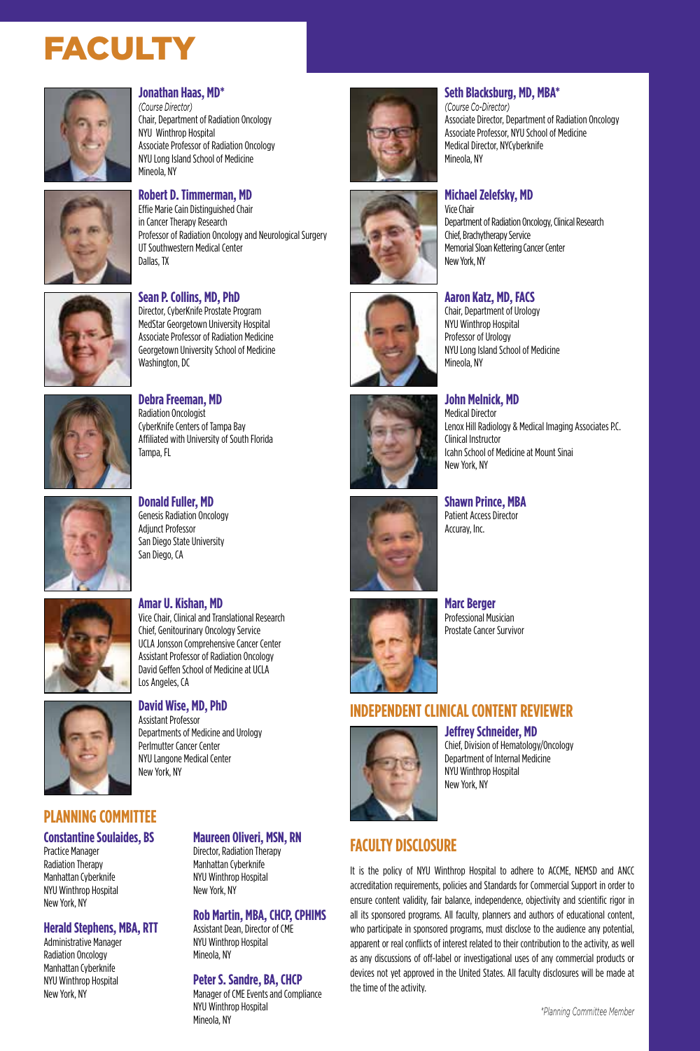# FACULTY

**Jonathan Haas, MD***
*(Course Director)*
Chair, Department of Radiation Oncology
NYU Winthrop Hospital
Associate Professor of Radiation Oncology
NYU Long Island School of Medicine
Mineola, NY

**Robert D. Timmerman, MD**
Effie Marie Cain Distinguished Chair
in Cancer Therapy Research
Professor of Radiation Oncology and Neurological Surgery
UT Southwestern Medical Center
Dallas, TX

**Sean P. Collins, MD, PhD**
Director, CyberKnife Prostate Program
MedStar Georgetown University Hospital
Associate Professor of Radiation Oncology
Georgetown University School of Medicine
Washington, DC

**Debra Freeman, MD**
Radiation Oncologist
CyberKnife Centers of Tampa Bay
Affiliated with University of South Florida
Tampa, FL

**Donald Fuller, MD**
Genesis Radiation Oncology
Adjunct Professor
San Diego State University
San Diego, CA

**Amar U. Kishan, MD**
Vice Chair, Clinical and Translational Research
Chief, Genitourinary Oncology Service
UCLA Jonsson Comprehensive Cancer Center
Assistant Professor of Radiation Oncology
David Geffen School of Medicine at UCLA
Los Angeles, CA

**David Wise, MD, PhD**
Assistant Professor
Departments of Medicine and Urology
Perlmutter Cancer Center
NYU Langone Medical Center
New York, NY

**Seth Blacksburg, MD, MBA***
*(Course Co-Director)*
Associate Director, Department of Radiation Oncology
Associate Professor, NYU School of Medicine
Medical Director, NYCyberknife
Mineola, NY

**Michael Zelefsky, MD**
Vice Chair
Department of Radiation Oncology, Clinical Research
Chief, Brachytherapy Service
Memorial Sloan Kettering Cancer Center
New York, NY

**Aaron Katz, MD, FACS**
Chair, Department of Urology
NYU Winthrop Hospital
Professor of Urology
NYU Long Island School of Medicine
Mineola, NY

**John Melnick, MD**
Medical Director
Lenox Hill Radiology & Medical Imaging Associates P.C.
Clinical Instructor
Icahn School of Medicine at Mount Sinai
New York, NY

**Shawn Prince, MBA**
Patient Access Director
Accuray, Inc.

**Marc Berger**
Professional Musician
Prostate Cancer Survivor

## INDEPENDENT CLINICAL CONTENT REVIEWER

**Jeffrey Schneider, MD**
Chief, Division of Hematology/Oncology
Department of Internal Medicine
NYU Winthrop Hospital
New York, NY

## PLANNING COMMITTEE

**Constantine Soulaides, BS**
Practice Manager
Radiation Therapy
Manhattan Cyberknife
NYU Winthrop Hospital
New York, NY

**Herald Stephens, MBA, RTT**
Administrative Manager
Radiation Oncology
Manhattan Cyberknife
NYU Winthrop Hospital
New York, NY

**Maureen Oliveri, MSN, RN**
Director, Radiation Therapy
Manhattan Cyberknife
NYU Winthrop Hospital
New York, NY

**Rob Martin, MBA, CHCP, CPHIMS**
Assistant Dean, Director of CME
NYU Winthrop Hospital
Mineola, NY

**Peter S. Sandre, BA, CHCP**
Manager of CME Events and Compliance
NYU Winthrop Hospital
Mineola, NY

## FACULTY DISCLOSURE

It is the policy of NYU Winthrop Hospital to adhere to ACCME, NEMSD and ANCC accreditation requirements, policies and Standards for Commercial Support in order to ensure content validity, fair balance, independence, objectivity and scientific rigor in all its sponsored programs. All faculty, planners and authors of educational content, who participate in sponsored programs, must disclose to the audience any potential, apparent or real conflicts of interest related to their contribution to the activity, as well as any discussions of off-label or investigational uses of any commercial products or devices not yet approved in the United States. All faculty disclosures will be made at the time of the activity.

*Planning Committee Member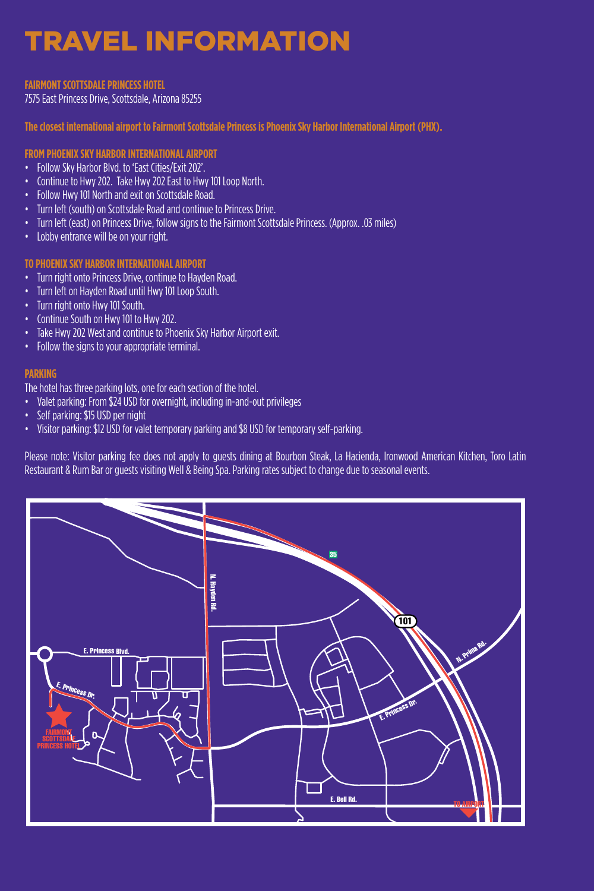# TRAVEL INFORMATION

**FAIRMONT SCOTTSDALE PRINCESS HOTEL**
7575 East Princess Drive, Scottsdale, Arizona 85255

**The closest international airport to Fairmont Scottsdale Princess is Phoenix Sky Harbor International Airport (PHX).**

## FROM PHOENIX SKY HARBOR INTERNATIONAL AIRPORT

- Follow Sky Harbor Blvd. to 'East Cities/Exit 202'.
- Continue to Hwy 202. Take Hwy 202 East to Hwy 101 Loop North.
- Follow Hwy 101 North and exit on Scottsdale Road.
- Turn left (south) on Scottsdale Road and continue to Princess Drive.
- Turn left (east) on Princess Drive, follow signs to the Fairmont Scottsdale Princess. (Approx. .03 miles)
- Lobby entrance will be on your right.

## TO PHOENIX SKY HARBOR INTERNATIONAL AIRPORT

- Turn right onto Princess Drive, continue to Hayden Road.
- Turn left on Hayden Road until Hwy 101 Loop South.
- Turn right onto Hwy 101 South.
- Continue South on Hwy 101 to Hwy 202.
- Take Hwy 202 West and continue to Phoenix Sky Harbor Airport exit.
- Follow the signs to your appropriate terminal.

## PARKING

The hotel has three parking lots, one for each section of the hotel.

- Valet parking: From $24 USD for overnight, including in-and-out privileges
- Self parking: $15 USD per night
- Visitor parking: $12 USD for valet temporary parking and $8 USD for temporary self-parking.

Please note: Visitor parking fee does not apply to guests dining at Bourbon Steak, La Hacienda, Ironwood American Kitchen, Toro Latin Restaurant & Rum Bar or guests visiting Well & Being Spa. Parking rates subject to change due to seasonal events.

N. Hayden Rd. · 35 · 101 · N. Prima Rd. · E. Princess Blvd. · E. Princess Dr. · E. Princess Dr. · FAIRMONT SCOTTSDALE PRINCESS HOTEL · E. Bell Rd. · TO AIRPORT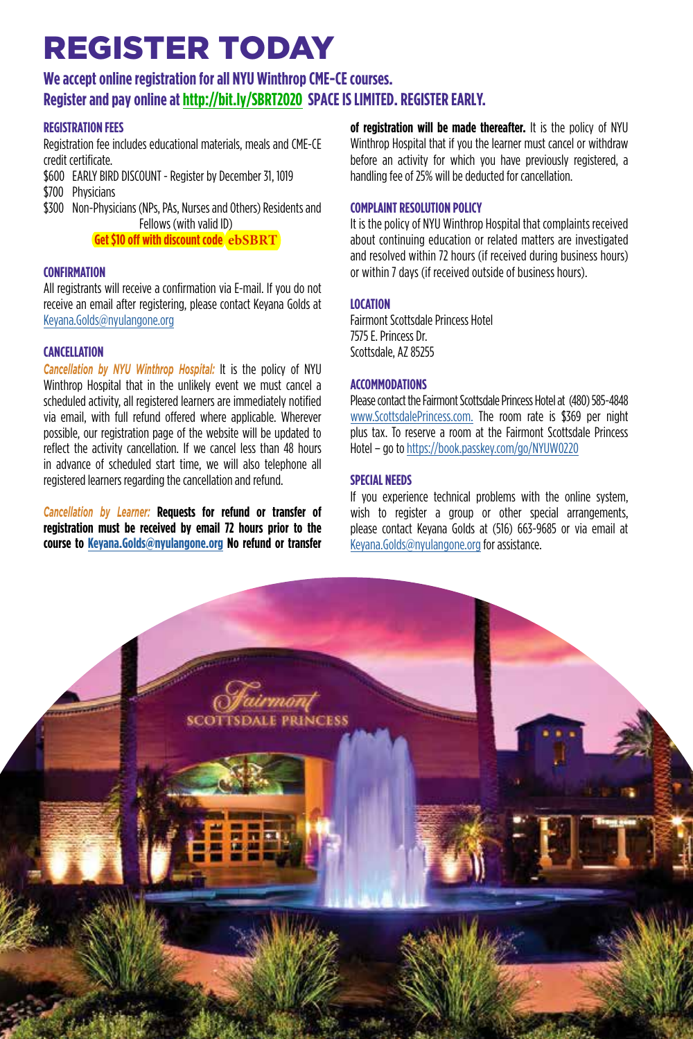# REGISTER TODAY

**We accept online registration for all NYU Winthrop CME-CE courses.**
**Register and pay online at http://bit.ly/SBRT2020 SPACE IS LIMITED. REGISTER EARLY.**

### REGISTRATION FEES

Registration fee includes educational materials, meals and CME-CE credit certificate.

- $600 EARLY BIRD DISCOUNT - Register by December 31, 1019
- $700 Physicians
- $300 Non-Physicians (NPs, PAs, Nurses and Others) Residents and Fellows (with valid ID)

**Get $10 off with discount code ebSBRT**

### CONFIRMATION

All registrants will receive a confirmation via E-mail. If you do not receive an email after registering, please contact Keyana Golds at Keyana.Golds@nyulangone.org

### CANCELLATION

*Cancellation by NYU Winthrop Hospital:* It is the policy of NYU Winthrop Hospital that in the unlikely event we must cancel a scheduled activity, all registered learners are immediately notified via email, with full refund offered where applicable. Wherever possible, our registration page of the website will be updated to reflect the activity cancellation. If we cancel less than 48 hours in advance of scheduled start time, we will also telephone all registered learners regarding the cancellation and refund.

*Cancellation by Learner:* **Requests for refund or transfer of registration must be received by email 72 hours prior to the course to Keyana.Golds@nyulangone.org No refund or transfer of registration will be made thereafter.** It is the policy of NYU Winthrop Hospital that if you the learner must cancel or withdraw before an activity for which you have previously registered, a handling fee of 25% will be deducted for cancellation.

### COMPLAINT RESOLUTION POLICY

It is the policy of NYU Winthrop Hospital that complaints received about continuing education or related matters are investigated and resolved within 72 hours (if received during business hours) or within 7 days (if received outside of business hours).

### LOCATION

Fairmont Scottsdale Princess Hotel
7575 E. Princess Dr.
Scottsdale, AZ 85255

### ACCOMMODATIONS

Please contact the Fairmont Scottsdale Princess Hotel at (480) 585-4848 www.ScottsdalePrincess.com. The room rate is $369 per night plus tax. To reserve a room at the Fairmont Scottsdale Princess Hotel – go to https://book.passkey.com/go/NYUW0220

### SPECIAL NEEDS

If you experience technical problems with the online system, wish to register a group or other special arrangements, please contact Keyana Golds at (516) 663-9685 or via email at Keyana.Golds@nyulangone.org for assistance.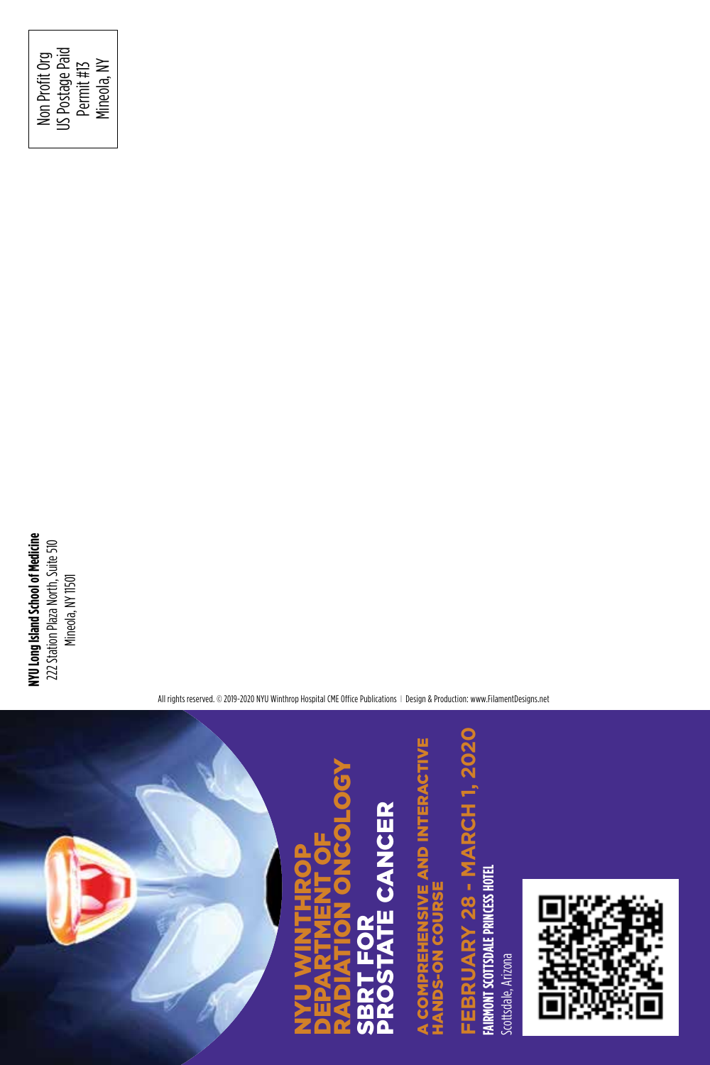Non Profit Org
US Postage Paid
Permit #13
Mineola, NY

**NYU Long Island School of Medicine**
222 Station Plaza North, Suite 510
Mineola, NY 11501

All rights reserved. © 2019-2020 NYU Winthrop Hospital CME Office Publications | Design & Production: www.FilamentDesigns.net

# NYU WINTHROP DEPARTMENT OF RADIATION ONCOLOGY

# SBRT FOR PROSTATE CANCER

## A COMPREHENSIVE AND INTERACTIVE HANDS-ON COURSE

## FEBRUARY 28 - MARCH 1, 2020

**FAIRMONT SCOTTSDALE PRINCESS HOTEL**
Scottsdale, Arizona